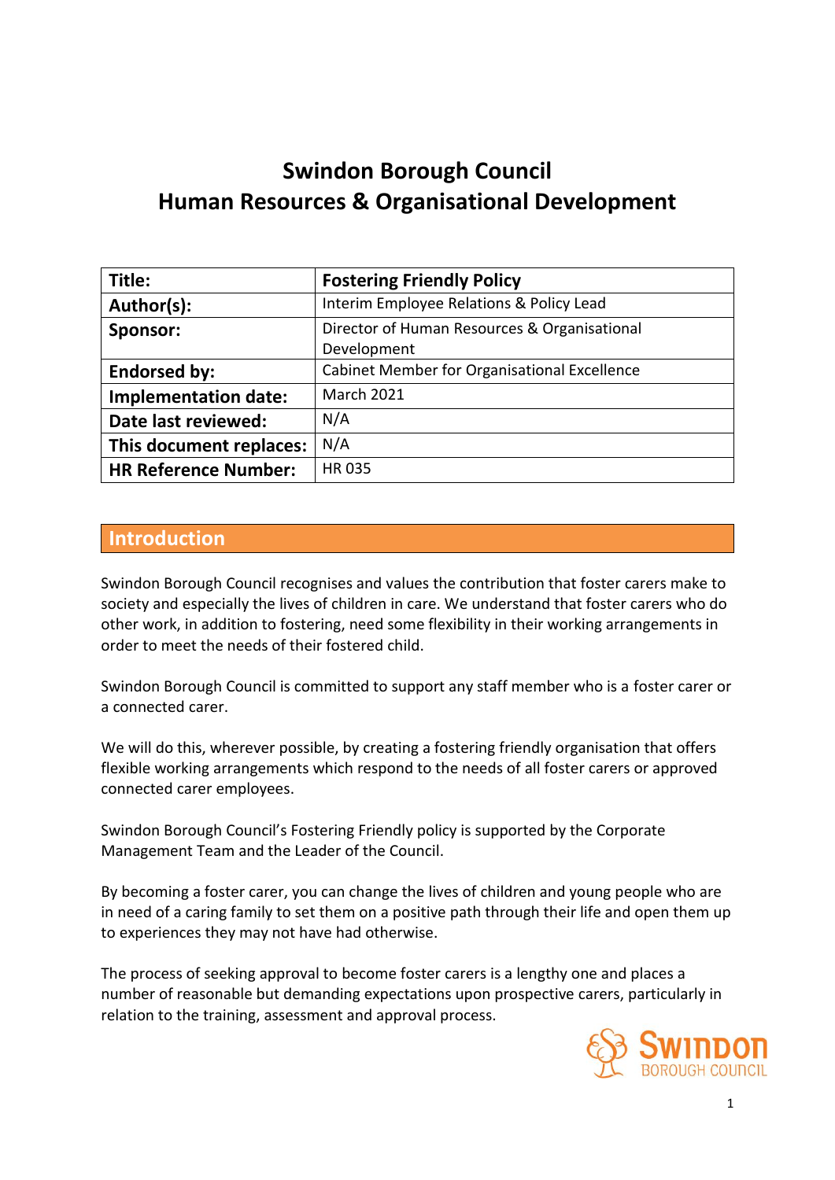# Swindon Borough Council
# Human Resources & Organisational Development

| **Title:** | **Fostering Friendly Policy** |
|---|---|
| **Author(s):** | Interim Employee Relations & Policy Lead |
| **Sponsor:** | Director of Human Resources & Organisational Development |
| **Endorsed by:** | Cabinet Member for Organisational Excellence |
| **Implementation date:** | March 2021 |
| **Date last reviewed:** | N/A |
| **This document replaces:** | N/A |
| **HR Reference Number:** | HR 035 |

## Introduction

Swindon Borough Council recognises and values the contribution that foster carers make to society and especially the lives of children in care. We understand that foster carers who do other work, in addition to fostering, need some flexibility in their working arrangements in order to meet the needs of their fostered child.

Swindon Borough Council is committed to support any staff member who is a foster carer or a connected carer.

We will do this, wherever possible, by creating a fostering friendly organisation that offers flexible working arrangements which respond to the needs of all foster carers or approved connected carer employees.

Swindon Borough Council's Fostering Friendly policy is supported by the Corporate Management Team and the Leader of the Council.

By becoming a foster carer, you can change the lives of children and young people who are in need of a caring family to set them on a positive path through their life and open them up to experiences they may not have had otherwise.

The process of seeking approval to become foster carers is a lengthy one and places a number of reasonable but demanding expectations upon prospective carers, particularly in relation to the training, assessment and approval process.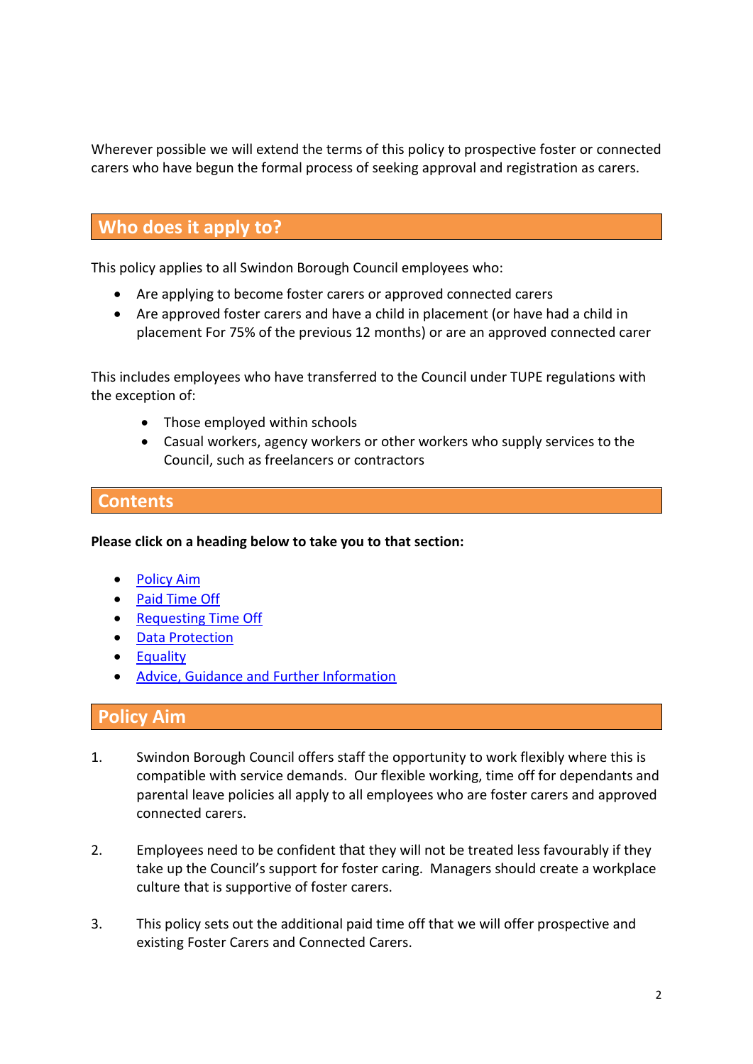Wherever possible we will extend the terms of this policy to prospective foster or connected carers who have begun the formal process of seeking approval and registration as carers.

## Who does it apply to?

This policy applies to all Swindon Borough Council employees who:

- Are applying to become foster carers or approved connected carers
- Are approved foster carers and have a child in placement (or have had a child in placement For 75% of the previous 12 months) or are an approved connected carer

This includes employees who have transferred to the Council under TUPE regulations with the exception of:

- Those employed within schools
- Casual workers, agency workers or other workers who supply services to the Council, such as freelancers or contractors

## Contents

**Please click on a heading below to take you to that section:**

- Policy Aim
- Paid Time Off
- Requesting Time Off
- Data Protection
- Equality
- Advice, Guidance and Further Information

## Policy Aim

1. Swindon Borough Council offers staff the opportunity to work flexibly where this is compatible with service demands. Our flexible working, time off for dependants and parental leave policies all apply to all employees who are foster carers and approved connected carers.

2. Employees need to be confident that they will not be treated less favourably if they take up the Council's support for foster caring. Managers should create a workplace culture that is supportive of foster carers.

3. This policy sets out the additional paid time off that we will offer prospective and existing Foster Carers and Connected Carers.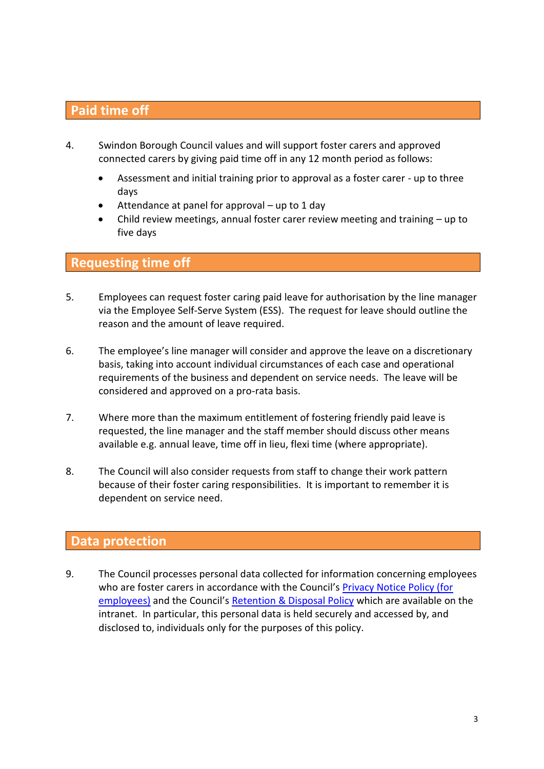## Paid time off

4. Swindon Borough Council values and will support foster carers and approved connected carers by giving paid time off in any 12 month period as follows:

    - Assessment and initial training prior to approval as a foster carer - up to three days
    - Attendance at panel for approval – up to 1 day
    - Child review meetings, annual foster carer review meeting and training – up to five days

## Requesting time off

5. Employees can request foster caring paid leave for authorisation by the line manager via the Employee Self-Serve System (ESS). The request for leave should outline the reason and the amount of leave required.

6. The employee's line manager will consider and approve the leave on a discretionary basis, taking into account individual circumstances of each case and operational requirements of the business and dependent on service needs. The leave will be considered and approved on a pro-rata basis.

7. Where more than the maximum entitlement of fostering friendly paid leave is requested, the line manager and the staff member should discuss other means available e.g. annual leave, time off in lieu, flexi time (where appropriate).

8. The Council will also consider requests from staff to change their work pattern because of their foster caring responsibilities. It is important to remember it is dependent on service need.

## Data protection

9. The Council processes personal data collected for information concerning employees who are foster carers in accordance with the Council's Privacy Notice Policy (for employees) and the Council's Retention & Disposal Policy which are available on the intranet. In particular, this personal data is held securely and accessed by, and disclosed to, individuals only for the purposes of this policy.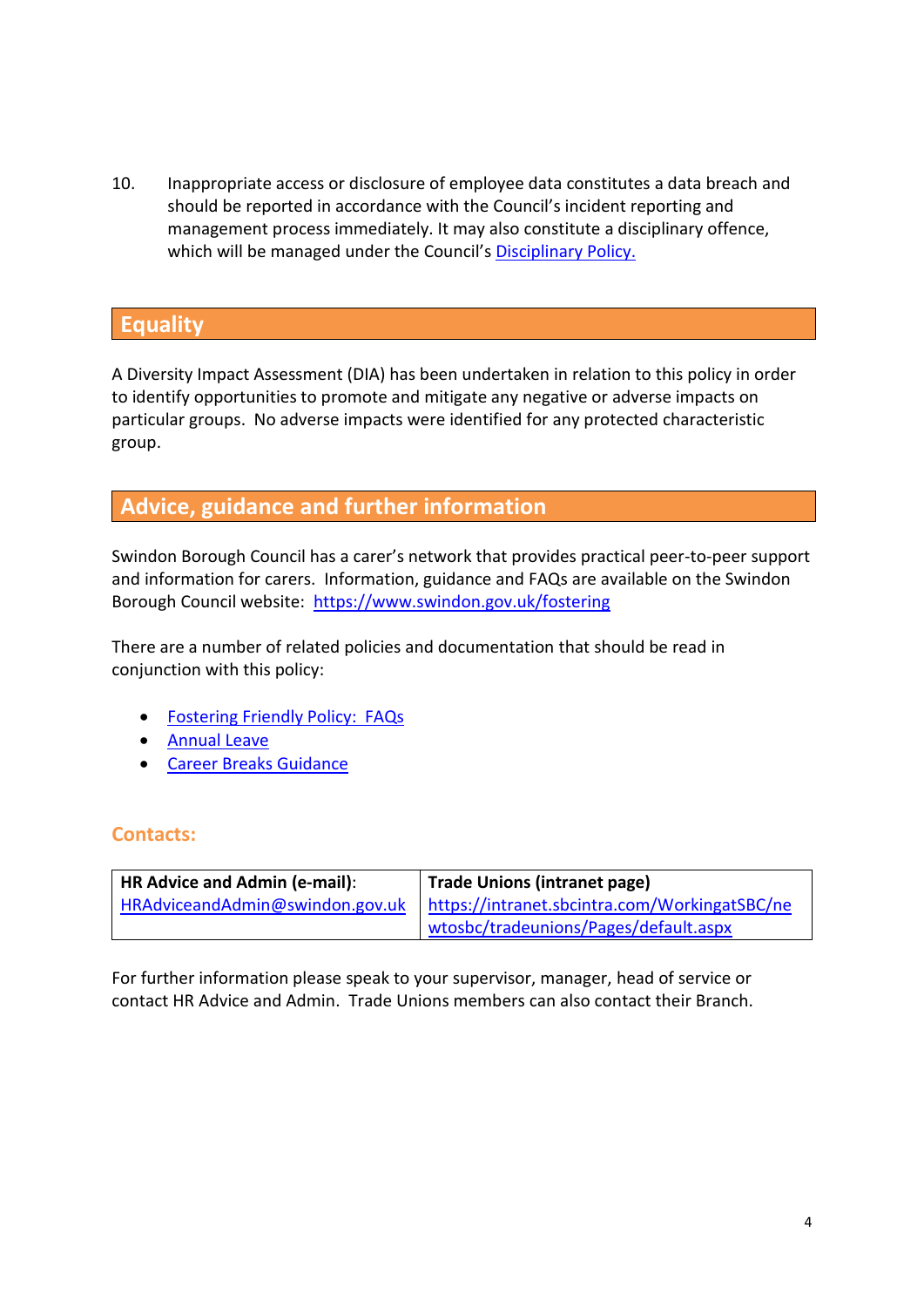10. Inappropriate access or disclosure of employee data constitutes a data breach and should be reported in accordance with the Council's incident reporting and management process immediately. It may also constitute a disciplinary offence, which will be managed under the Council's Disciplinary Policy.

## Equality

A Diversity Impact Assessment (DIA) has been undertaken in relation to this policy in order to identify opportunities to promote and mitigate any negative or adverse impacts on particular groups. No adverse impacts were identified for any protected characteristic group.

## Advice, guidance and further information

Swindon Borough Council has a carer's network that provides practical peer-to-peer support and information for carers. Information, guidance and FAQs are available on the Swindon Borough Council website: https://www.swindon.gov.uk/fostering

There are a number of related policies and documentation that should be read in conjunction with this policy:

- Fostering Friendly Policy: FAQs
- Annual Leave
- Career Breaks Guidance

### Contacts:

| **HR Advice and Admin (e-mail)**: | **Trade Unions (intranet page)** |
|---|---|
| HRAdviceandAdmin@swindon.gov.uk | https://intranet.sbcintra.com/WorkingatSBC/newtosbc/tradeunions/Pages/default.aspx |

For further information please speak to your supervisor, manager, head of service or contact HR Advice and Admin. Trade Unions members can also contact their Branch.